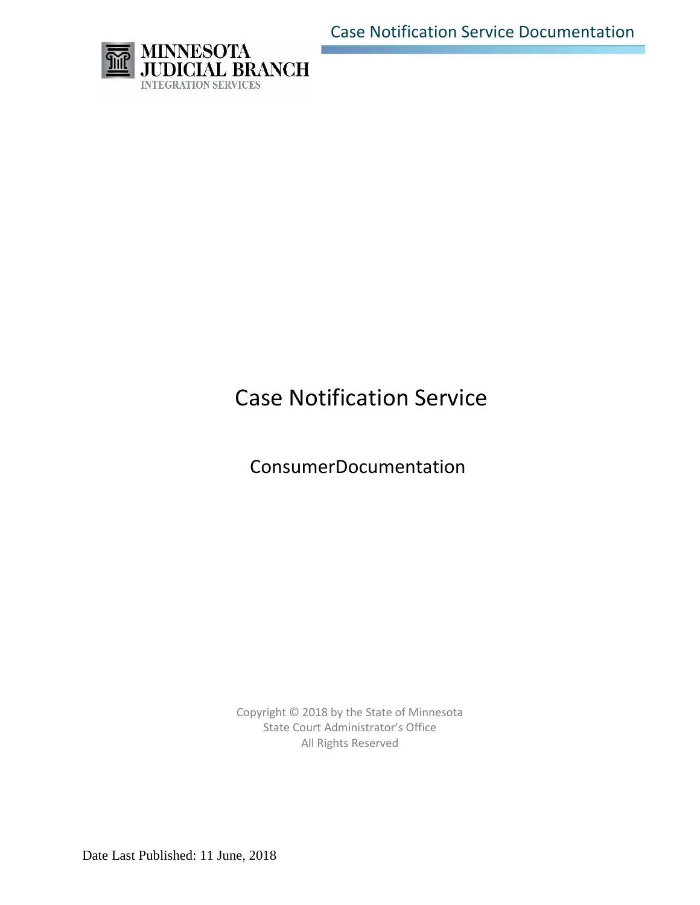MINNESOTA JUDICIAL BRANCH
INTEGRATION SERVICES

# Case Notification Service

## ConsumerDocumentation

Copyright © 2018 by the State of Minnesota
State Court Administrator's Office
All Rights Reserved

Date Last Published: 11 June, 2018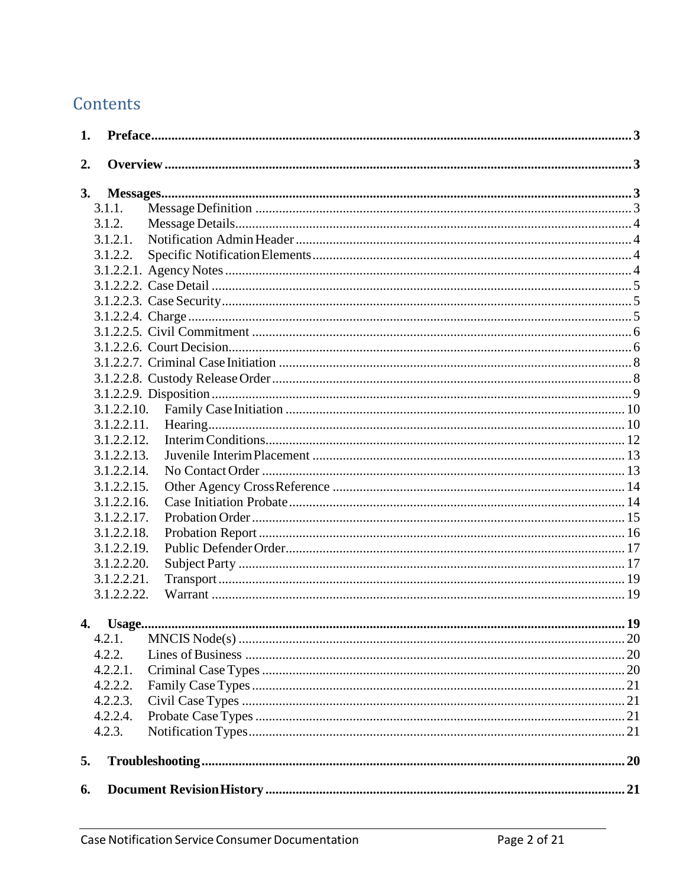# Contents

**1. Preface** .......... **3**

**2. Overview** .......... **3**

**3. Messages** .......... **3**

- 3.1.1. Message Definition .......... 3
- 3.1.2. Message Details .......... 4
- 3.1.2.1. Notification Admin Header .......... 4
- 3.1.2.2. Specific Notification Elements .......... 4
- 3.1.2.2.1. Agency Notes .......... 4
- 3.1.2.2.2. Case Detail .......... 5
- 3.1.2.2.3. Case Security .......... 5
- 3.1.2.2.4. Charge .......... 5
- 3.1.2.2.5. Civil Commitment .......... 6
- 3.1.2.2.6. Court Decision .......... 6
- 3.1.2.2.7. Criminal Case Initiation .......... 8
- 3.1.2.2.8. Custody Release Order .......... 8
- 3.1.2.2.9. Disposition .......... 9
- 3.1.2.2.10. Family Case Initiation .......... 10
- 3.1.2.2.11. Hearing .......... 10
- 3.1.2.2.12. Interim Conditions .......... 12
- 3.1.2.2.13. Juvenile Interim Placement .......... 13
- 3.1.2.2.14. No Contact Order .......... 13
- 3.1.2.2.15. Other Agency Cross Reference .......... 14
- 3.1.2.2.16. Case Initiation Probate .......... 14
- 3.1.2.2.17. Probation Order .......... 15
- 3.1.2.2.18. Probation Report .......... 16
- 3.1.2.2.19. Public Defender Order .......... 17
- 3.1.2.2.20. Subject Party .......... 17
- 3.1.2.2.21. Transport .......... 19
- 3.1.2.2.22. Warrant .......... 19

**4. Usage** .......... **19**

- 4.2.1. MNCIS Node(s) .......... 20
- 4.2.2. Lines of Business .......... 20
- 4.2.2.1. Criminal Case Types .......... 20
- 4.2.2.2. Family Case Types .......... 21
- 4.2.2.3. Civil Case Types .......... 21
- 4.2.2.4. Probate Case Types .......... 21
- 4.2.3. Notification Types .......... 21

**5. Troubleshooting** .......... **20**

**6. Document Revision History** .......... **21**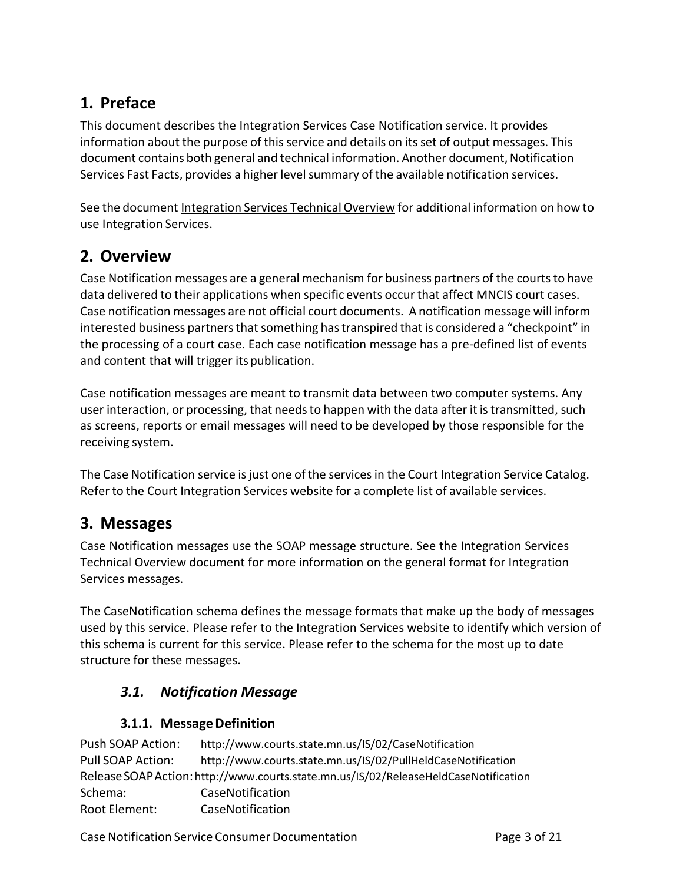# 1. Preface

This document describes the Integration Services Case Notification service. It provides information about the purpose of this service and details on its set of output messages. This document contains both general and technical information. Another document, Notification Services Fast Facts, provides a higher level summary of the available notification services.

See the document Integration Services Technical Overview for additional information on how to use Integration Services.

# 2. Overview

Case Notification messages are a general mechanism for business partners of the courts to have data delivered to their applications when specific events occur that affect MNCIS court cases. Case notification messages are not official court documents. A notification message will inform interested business partners that something has transpired that is considered a "checkpoint" in the processing of a court case. Each case notification message has a pre-defined list of events and content that will trigger its publication.

Case notification messages are meant to transmit data between two computer systems. Any user interaction, or processing, that needs to happen with the data after it is transmitted, such as screens, reports or email messages will need to be developed by those responsible for the receiving system.

The Case Notification service is just one of the services in the Court Integration Service Catalog. Refer to the Court Integration Services website for a complete list of available services.

# 3. Messages

Case Notification messages use the SOAP message structure. See the Integration Services Technical Overview document for more information on the general format for Integration Services messages.

The CaseNotification schema defines the message formats that make up the body of messages used by this service. Please refer to the Integration Services website to identify which version of this schema is current for this service. Please refer to the schema for the most up to date structure for these messages.

## *3.1. Notification Message*

### 3.1.1. Message Definition

Push SOAP Action: http://www.courts.state.mn.us/IS/02/CaseNotification
Pull SOAP Action: http://www.courts.state.mn.us/IS/02/PullHeldCaseNotification
Release SOAP Action: http://www.courts.state.mn.us/IS/02/ReleaseHeldCaseNotification
Schema: CaseNotification
Root Element: CaseNotification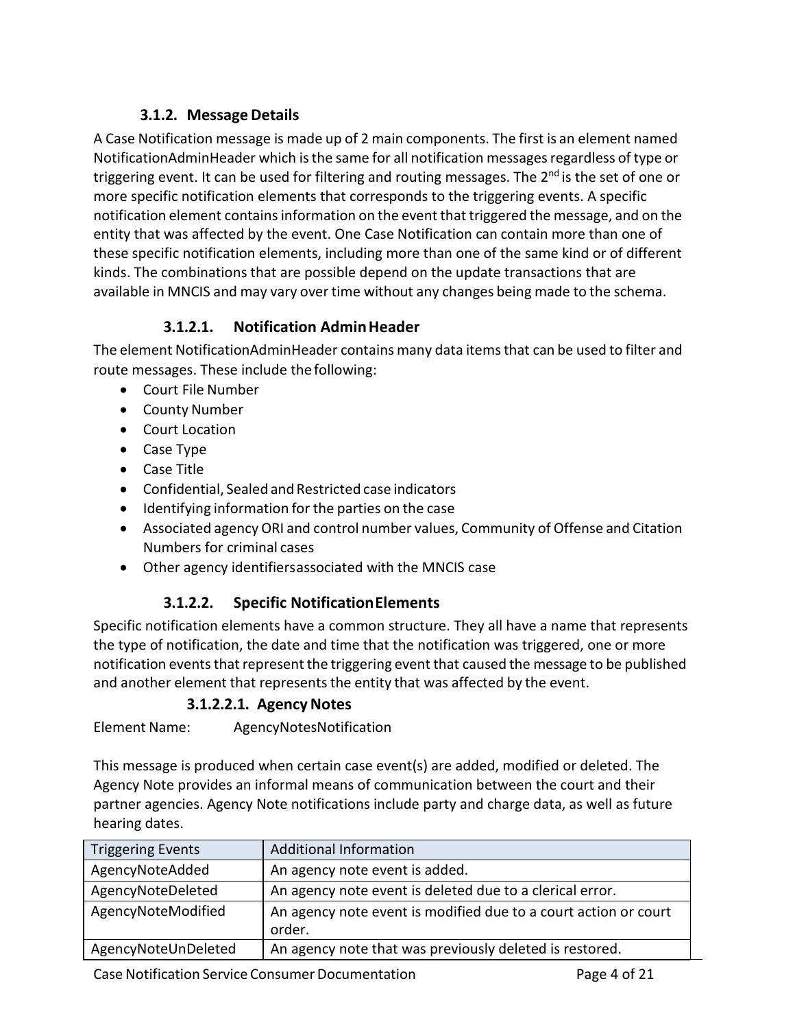### 3.1.2. Message Details

A Case Notification message is made up of 2 main components. The first is an element named NotificationAdminHeader which is the same for all notification messages regardless of type or triggering event. It can be used for filtering and routing messages. The 2nd is the set of one or more specific notification elements that corresponds to the triggering events. A specific notification element contains information on the event that triggered the message, and on the entity that was affected by the event. One Case Notification can contain more than one of these specific notification elements, including more than one of the same kind or of different kinds. The combinations that are possible depend on the update transactions that are available in MNCIS and may vary over time without any changes being made to the schema.

#### 3.1.2.1. Notification Admin Header

The element NotificationAdminHeader contains many data items that can be used to filter and route messages. These include the following:

- Court File Number
- County Number
- Court Location
- Case Type
- Case Title
- Confidential, Sealed and Restricted case indicators
- Identifying information for the parties on the case
- Associated agency ORI and control number values, Community of Offense and Citation Numbers for criminal cases
- Other agency identifiers associated with the MNCIS case

#### 3.1.2.2. Specific Notification Elements

Specific notification elements have a common structure. They all have a name that represents the type of notification, the date and time that the notification was triggered, one or more notification events that represent the triggering event that caused the message to be published and another element that represents the entity that was affected by the event.

##### 3.1.2.2.1. Agency Notes

Element Name: AgencyNotesNotification

This message is produced when certain case event(s) are added, modified or deleted. The Agency Note provides an informal means of communication between the court and their partner agencies. Agency Note notifications include party and charge data, as well as future hearing dates.

| Triggering Events | Additional Information |
|---|---|
| AgencyNoteAdded | An agency note event is added. |
| AgencyNoteDeleted | An agency note event is deleted due to a clerical error. |
| AgencyNoteModified | An agency note event is modified due to a court action or court order. |
| AgencyNoteUnDeleted | An agency note that was previously deleted is restored. |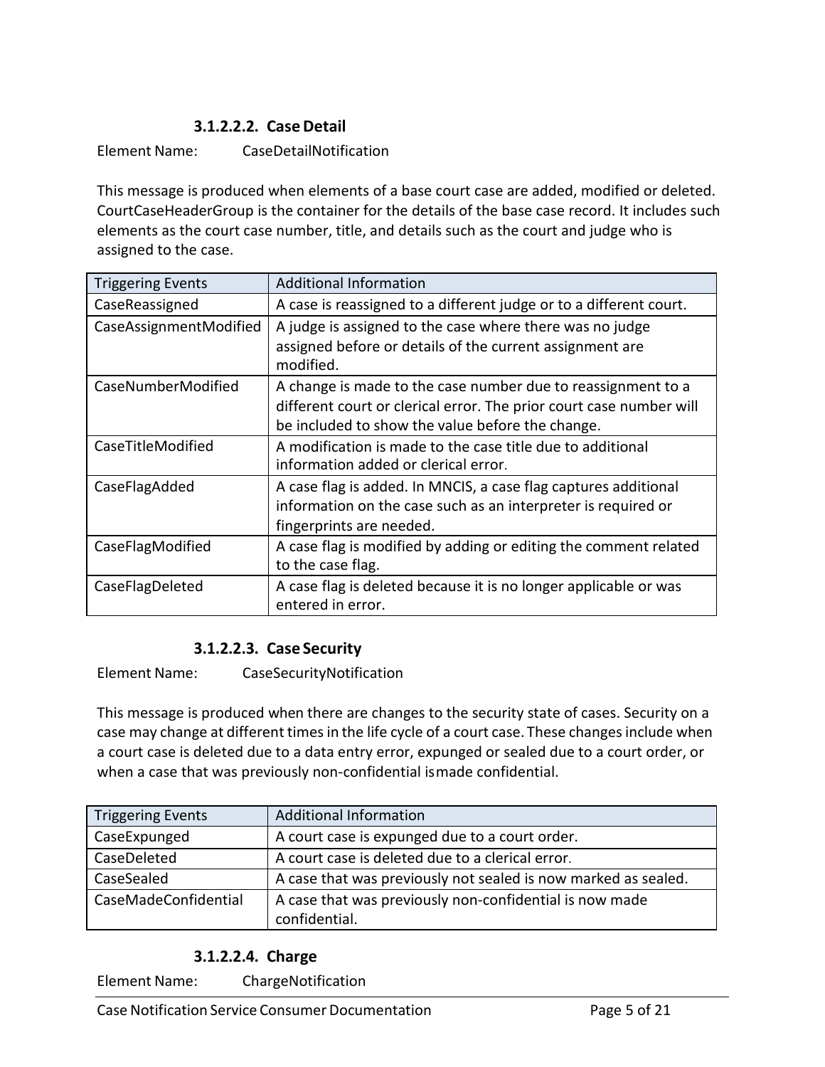#### 3.1.2.2.2. Case Detail

Element Name: CaseDetailNotification

This message is produced when elements of a base court case are added, modified or deleted. CourtCaseHeaderGroup is the container for the details of the base case record. It includes such elements as the court case number, title, and details such as the court and judge who is assigned to the case.

| Triggering Events | Additional Information |
| --- | --- |
| CaseReassigned | A case is reassigned to a different judge or to a different court. |
| CaseAssignmentModified | A judge is assigned to the case where there was no judge assigned before or details of the current assignment are modified. |
| CaseNumberModified | A change is made to the case number due to reassignment to a different court or clerical error. The prior court case number will be included to show the value before the change. |
| CaseTitleModified | A modification is made to the case title due to additional information added or clerical error. |
| CaseFlagAdded | A case flag is added. In MNCIS, a case flag captures additional information on the case such as an interpreter is required or fingerprints are needed. |
| CaseFlagModified | A case flag is modified by adding or editing the comment related to the case flag. |
| CaseFlagDeleted | A case flag is deleted because it is no longer applicable or was entered in error. |

#### 3.1.2.2.3. Case Security

Element Name: CaseSecurityNotification

This message is produced when there are changes to the security state of cases. Security on a case may change at different times in the life cycle of a court case. These changes include when a court case is deleted due to a data entry error, expunged or sealed due to a court order, or when a case that was previously non-confidential is made confidential.

| Triggering Events | Additional Information |
| --- | --- |
| CaseExpunged | A court case is expunged due to a court order. |
| CaseDeleted | A court case is deleted due to a clerical error. |
| CaseSealed | A case that was previously not sealed is now marked as sealed. |
| CaseMadeConfidential | A case that was previously non-confidential is now made confidential. |

#### 3.1.2.2.4. Charge

Element Name: ChargeNotification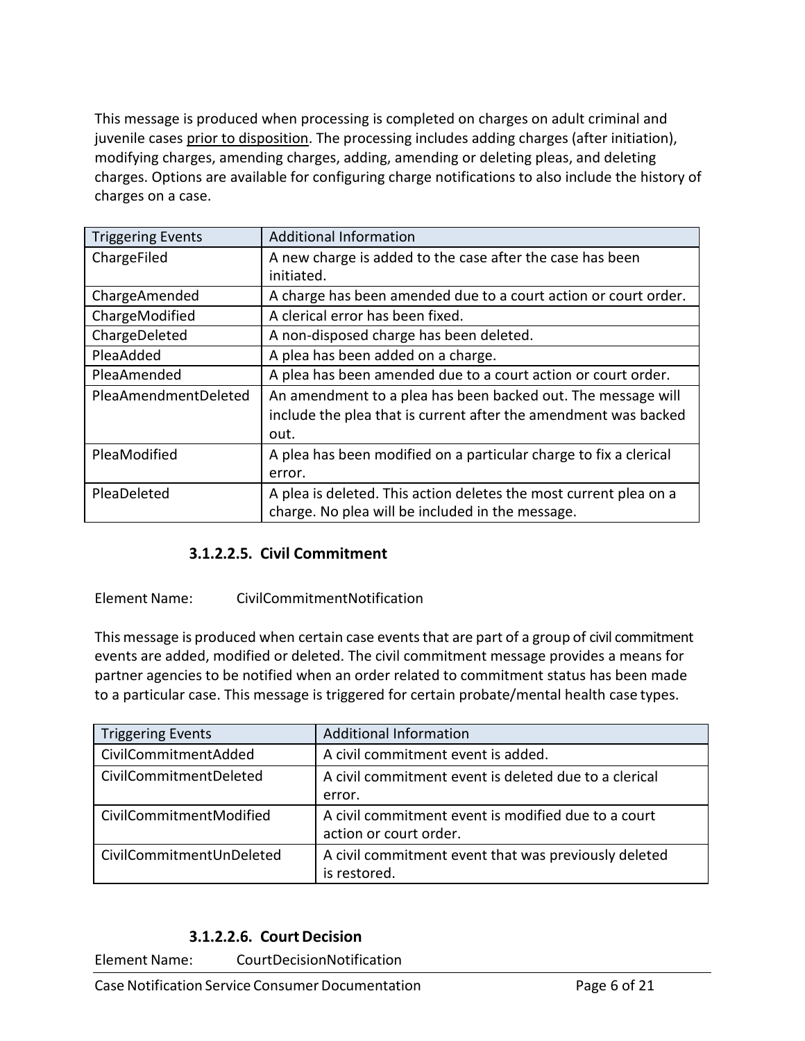This message is produced when processing is completed on charges on adult criminal and juvenile cases prior to disposition. The processing includes adding charges (after initiation), modifying charges, amending charges, adding, amending or deleting pleas, and deleting charges. Options are available for configuring charge notifications to also include the history of charges on a case.

| Triggering Events | Additional Information |
|---|---|
| ChargeFiled | A new charge is added to the case after the case has been initiated. |
| ChargeAmended | A charge has been amended due to a court action or court order. |
| ChargeModified | A clerical error has been fixed. |
| ChargeDeleted | A non-disposed charge has been deleted. |
| PleaAdded | A plea has been added on a charge. |
| PleaAmended | A plea has been amended due to a court action or court order. |
| PleaAmendmentDeleted | An amendment to a plea has been backed out. The message will include the plea that is current after the amendment was backed out. |
| PleaModified | A plea has been modified on a particular charge to fix a clerical error. |
| PleaDeleted | A plea is deleted. This action deletes the most current plea on a charge. No plea will be included in the message. |

#### 3.1.2.2.5. Civil Commitment

Element Name: CivilCommitmentNotification

This message is produced when certain case events that are part of a group of civil commitment events are added, modified or deleted. The civil commitment message provides a means for partner agencies to be notified when an order related to commitment status has been made to a particular case. This message is triggered for certain probate/mental health case types.

| Triggering Events | Additional Information |
|---|---|
| CivilCommitmentAdded | A civil commitment event is added. |
| CivilCommitmentDeleted | A civil commitment event is deleted due to a clerical error. |
| CivilCommitmentModified | A civil commitment event is modified due to a court action or court order. |
| CivilCommitmentUnDeleted | A civil commitment event that was previously deleted is restored. |

#### 3.1.2.2.6. Court Decision

Element Name: CourtDecisionNotification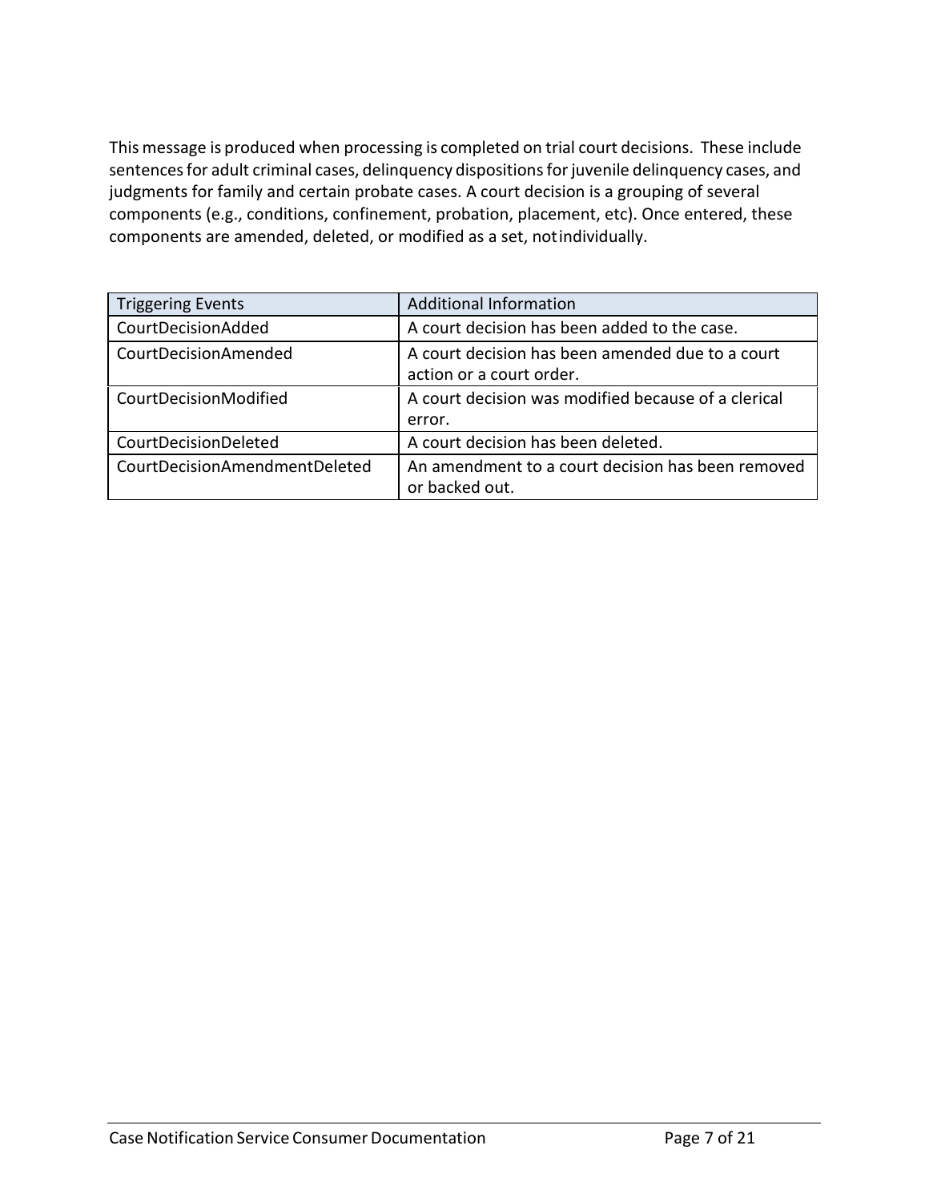This message is produced when processing is completed on trial court decisions. These include sentences for adult criminal cases, delinquency dispositions for juvenile delinquency cases, and judgments for family and certain probate cases. A court decision is a grouping of several components (e.g., conditions, confinement, probation, placement, etc). Once entered, these components are amended, deleted, or modified as a set, not individually.

| Triggering Events | Additional Information |
| --- | --- |
| CourtDecisionAdded | A court decision has been added to the case. |
| CourtDecisionAmended | A court decision has been amended due to a court action or a court order. |
| CourtDecisionModified | A court decision was modified because of a clerical error. |
| CourtDecisionDeleted | A court decision has been deleted. |
| CourtDecisionAmendmentDeleted | An amendment to a court decision has been removed or backed out. |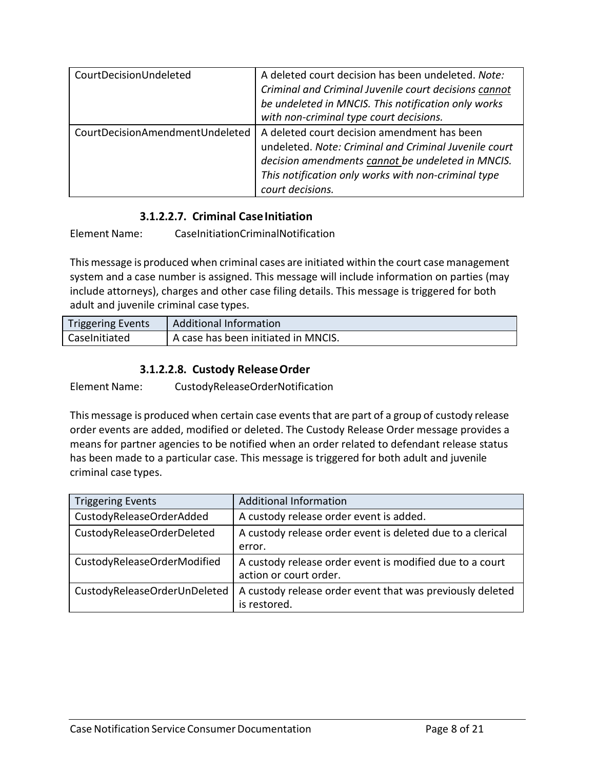| | |
|---|---|
| CourtDecisionUndeleted | A deleted court decision has been undeleted. *Note: Criminal and Criminal Juvenile court decisions cannot be undeleted in MNCIS. This notification only works with non-criminal type court decisions.* |
| CourtDecisionAmendmentUndeleted | A deleted court decision amendment has been undeleted. *Note: Criminal and Criminal Juvenile court decision amendments cannot be undeleted in MNCIS. This notification only works with non-criminal type court decisions.* |

#### 3.1.2.2.7. Criminal Case Initiation

Element Name: CaseInitiationCriminalNotification

This message is produced when criminal cases are initiated within the court case management system and a case number is assigned. This message will include information on parties (may include attorneys), charges and other case filing details. This message is triggered for both adult and juvenile criminal case types.

| Triggering Events | Additional Information |
|---|---|
| CaseInitiated | A case has been initiated in MNCIS. |

#### 3.1.2.2.8. Custody Release Order

Element Name: CustodyReleaseOrderNotification

This message is produced when certain case events that are part of a group of custody release order events are added, modified or deleted. The Custody Release Order message provides a means for partner agencies to be notified when an order related to defendant release status has been made to a particular case. This message is triggered for both adult and juvenile criminal case types.

| Triggering Events | Additional Information |
|---|---|
| CustodyReleaseOrderAdded | A custody release order event is added. |
| CustodyReleaseOrderDeleted | A custody release order event is deleted due to a clerical error. |
| CustodyReleaseOrderModified | A custody release order event is modified due to a court action or court order. |
| CustodyReleaseOrderUnDeleted | A custody release order event that was previously deleted is restored. |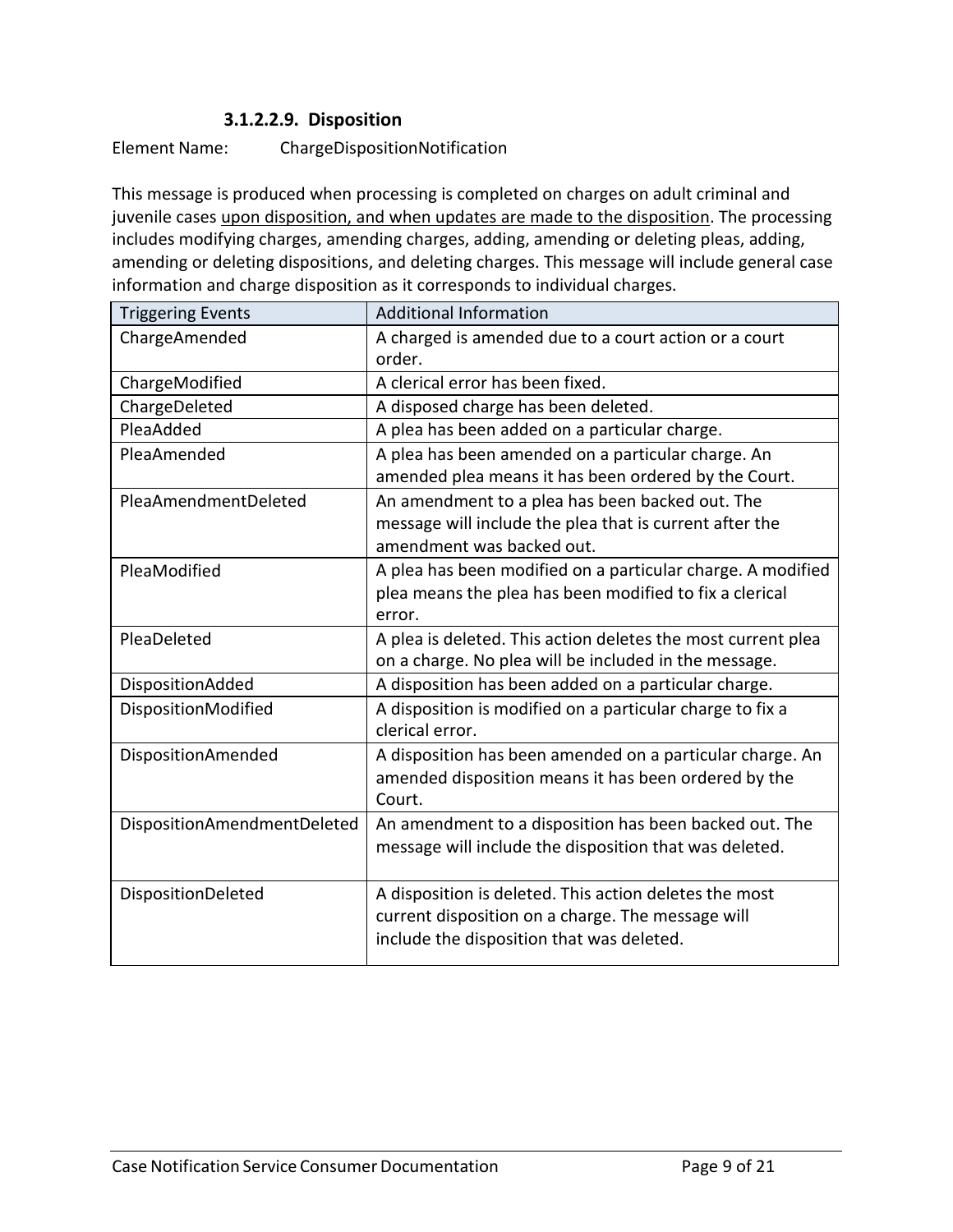#### 3.1.2.2.9. Disposition

Element Name: ChargeDispositionNotification

This message is produced when processing is completed on charges on adult criminal and juvenile cases <u>upon disposition, and when updates are made to the disposition</u>. The processing includes modifying charges, amending charges, adding, amending or deleting pleas, adding, amending or deleting dispositions, and deleting charges. This message will include general case information and charge disposition as it corresponds to individual charges.

| Triggering Events | Additional Information |
| --- | --- |
| ChargeAmended | A charged is amended due to a court action or a court order. |
| ChargeModified | A clerical error has been fixed. |
| ChargeDeleted | A disposed charge has been deleted. |
| PleaAdded | A plea has been added on a particular charge. |
| PleaAmended | A plea has been amended on a particular charge. An amended plea means it has been ordered by the Court. |
| PleaAmendmentDeleted | An amendment to a plea has been backed out. The message will include the plea that is current after the amendment was backed out. |
| PleaModified | A plea has been modified on a particular charge. A modified plea means the plea has been modified to fix a clerical error. |
| PleaDeleted | A plea is deleted. This action deletes the most current plea on a charge. No plea will be included in the message. |
| DispositionAdded | A disposition has been added on a particular charge. |
| DispositionModified | A disposition is modified on a particular charge to fix a clerical error. |
| DispositionAmended | A disposition has been amended on a particular charge. An amended disposition means it has been ordered by the Court. |
| DispositionAmendmentDeleted | An amendment to a disposition has been backed out. The message will include the disposition that was deleted. |
| DispositionDeleted | A disposition is deleted. This action deletes the most current disposition on a charge. The message will include the disposition that was deleted. |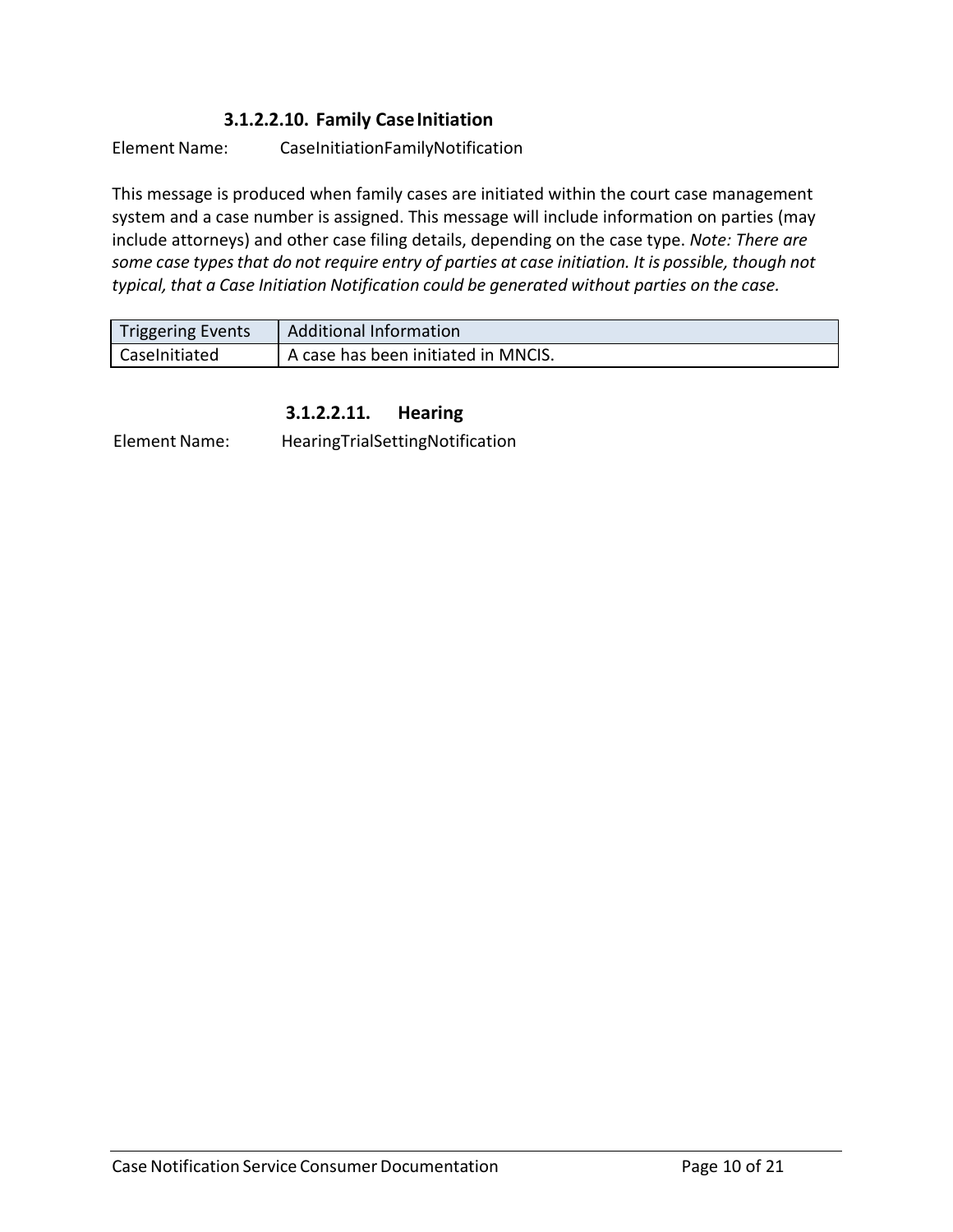##### 3.1.2.2.10. Family Case Initiation

Element Name: CaseInitiationFamilyNotification

This message is produced when family cases are initiated within the court case management system and a case number is assigned. This message will include information on parties (may include attorneys) and other case filing details, depending on the case type. *Note: There are some case types that do not require entry of parties at case initiation. It is possible, though not typical, that a Case Initiation Notification could be generated without parties on the case.*

| Triggering Events | Additional Information |
| --- | --- |
| CaseInitiated | A case has been initiated in MNCIS. |

##### 3.1.2.2.11. Hearing

Element Name: HearingTrialSettingNotification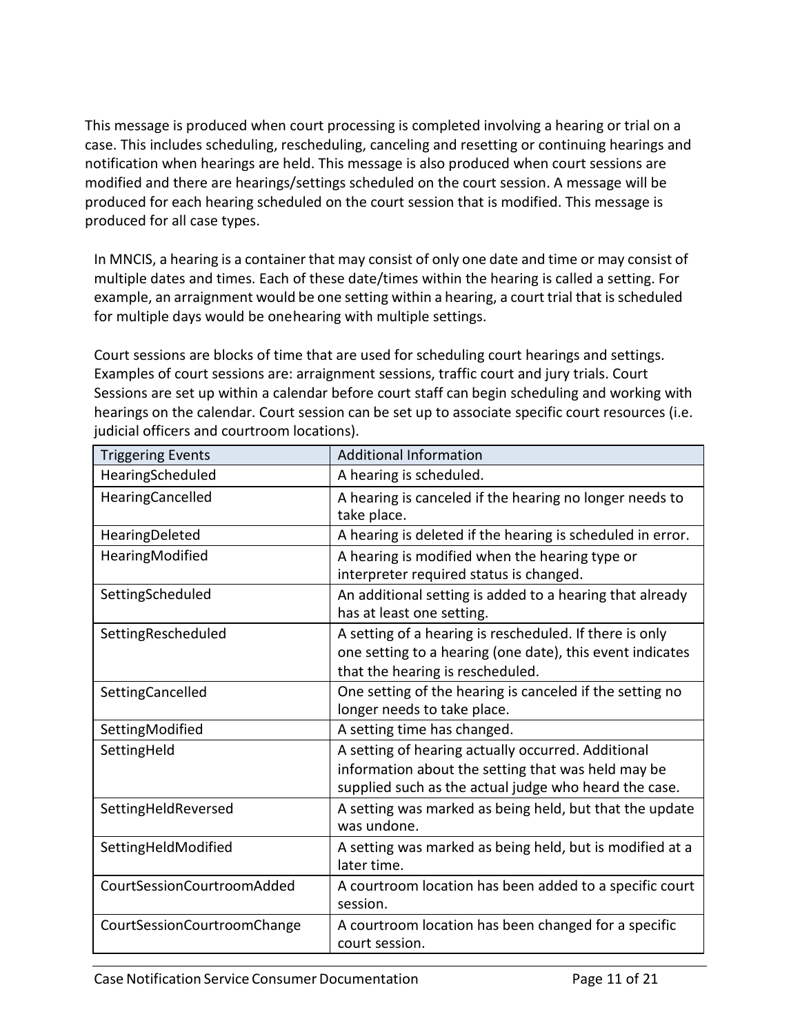This message is produced when court processing is completed involving a hearing or trial on a case. This includes scheduling, rescheduling, canceling and resetting or continuing hearings and notification when hearings are held. This message is also produced when court sessions are modified and there are hearings/settings scheduled on the court session. A message will be produced for each hearing scheduled on the court session that is modified. This message is produced for all case types.

In MNCIS, a hearing is a container that may consist of only one date and time or may consist of multiple dates and times. Each of these date/times within the hearing is called a setting. For example, an arraignment would be one setting within a hearing, a court trial that is scheduled for multiple days would be onehearing with multiple settings.

Court sessions are blocks of time that are used for scheduling court hearings and settings. Examples of court sessions are: arraignment sessions, traffic court and jury trials. Court Sessions are set up within a calendar before court staff can begin scheduling and working with hearings on the calendar. Court session can be set up to associate specific court resources (i.e. judicial officers and courtroom locations).

| Triggering Events | Additional Information |
|---|---|
| HearingScheduled | A hearing is scheduled. |
| HearingCancelled | A hearing is canceled if the hearing no longer needs to take place. |
| HearingDeleted | A hearing is deleted if the hearing is scheduled in error. |
| HearingModified | A hearing is modified when the hearing type or interpreter required status is changed. |
| SettingScheduled | An additional setting is added to a hearing that already has at least one setting. |
| SettingRescheduled | A setting of a hearing is rescheduled. If there is only one setting to a hearing (one date), this event indicates that the hearing is rescheduled. |
| SettingCancelled | One setting of the hearing is canceled if the setting no longer needs to take place. |
| SettingModified | A setting time has changed. |
| SettingHeld | A setting of hearing actually occurred. Additional information about the setting that was held may be supplied such as the actual judge who heard the case. |
| SettingHeldReversed | A setting was marked as being held, but that the update was undone. |
| SettingHeldModified | A setting was marked as being held, but is modified at a later time. |
| CourtSessionCourtroomAdded | A courtroom location has been added to a specific court session. |
| CourtSessionCourtroomChange | A courtroom location has been changed for a specific court session. |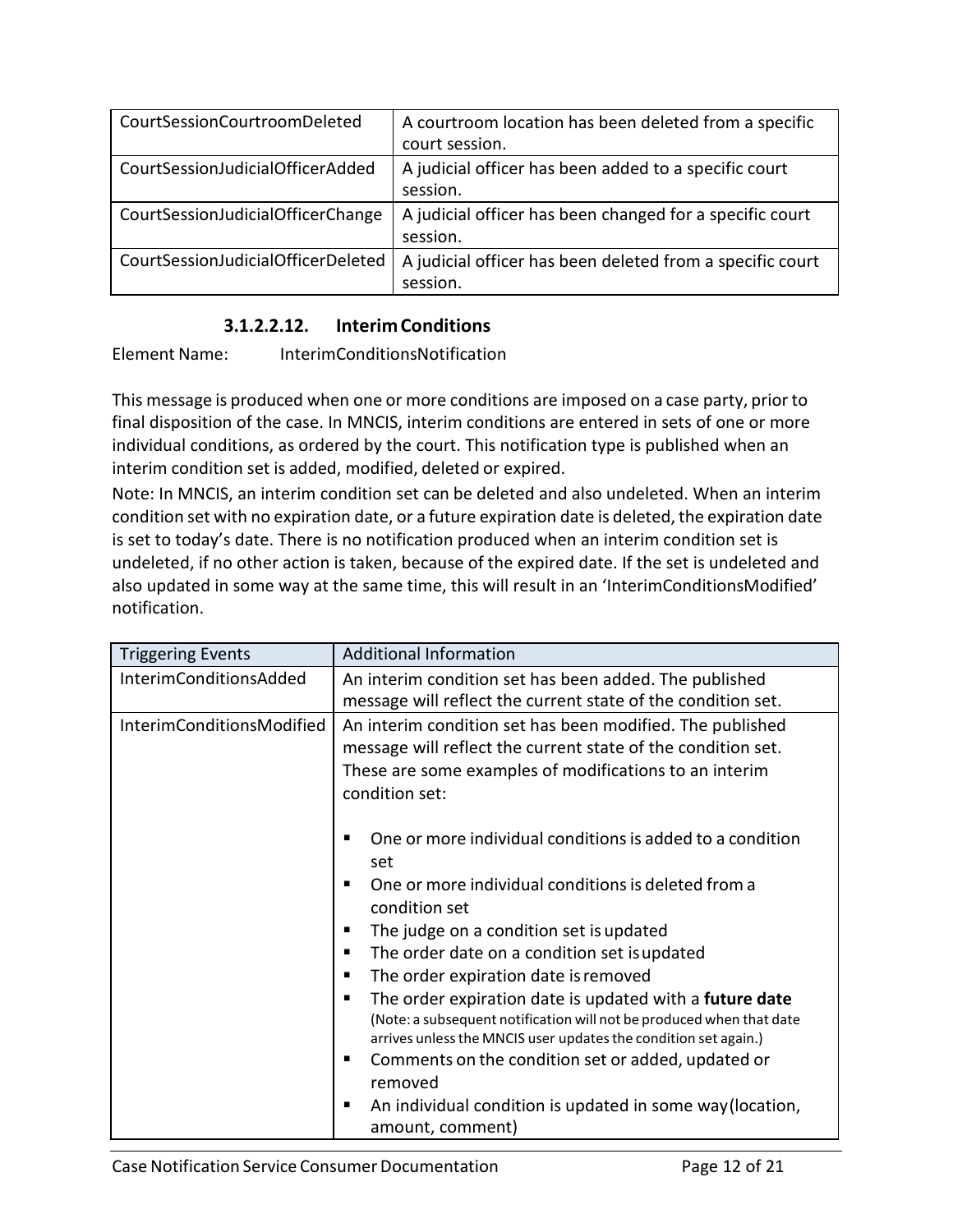| CourtSessionCourtroomDeleted | A courtroom location has been deleted from a specific court session. |
|---|---|
| CourtSessionJudicialOfficerAdded | A judicial officer has been added to a specific court session. |
| CourtSessionJudicialOfficerChange | A judicial officer has been changed for a specific court session. |
| CourtSessionJudicialOfficerDeleted | A judicial officer has been deleted from a specific court session. |

#### 3.1.2.2.12. Interim Conditions

Element Name: InterimConditionsNotification

This message is produced when one or more conditions are imposed on a case party, prior to final disposition of the case. In MNCIS, interim conditions are entered in sets of one or more individual conditions, as ordered by the court. This notification type is published when an interim condition set is added, modified, deleted or expired.

Note: In MNCIS, an interim condition set can be deleted and also undeleted. When an interim condition set with no expiration date, or a future expiration date is deleted, the expiration date is set to today's date. There is no notification produced when an interim condition set is undeleted, if no other action is taken, because of the expired date. If the set is undeleted and also updated in some way at the same time, this will result in an 'InterimConditionsModified' notification.

| Triggering Events | Additional Information |
|---|---|
| InterimConditionsAdded | An interim condition set has been added. The published message will reflect the current state of the condition set. |
| InterimConditionsModified | An interim condition set has been modified. The published message will reflect the current state of the condition set. These are some examples of modifications to an interim condition set:<br><br>▪ One or more individual conditions is added to a condition set<br>▪ One or more individual conditions is deleted from a condition set<br>▪ The judge on a condition set is updated<br>▪ The order date on a condition set is updated<br>▪ The order expiration date is removed<br>▪ The order expiration date is updated with a **future date** (Note: a subsequent notification will not be produced when that date arrives unless the MNCIS user updates the condition set again.)<br>▪ Comments on the condition set or added, updated or removed<br>▪ An individual condition is updated in some way (location, amount, comment) |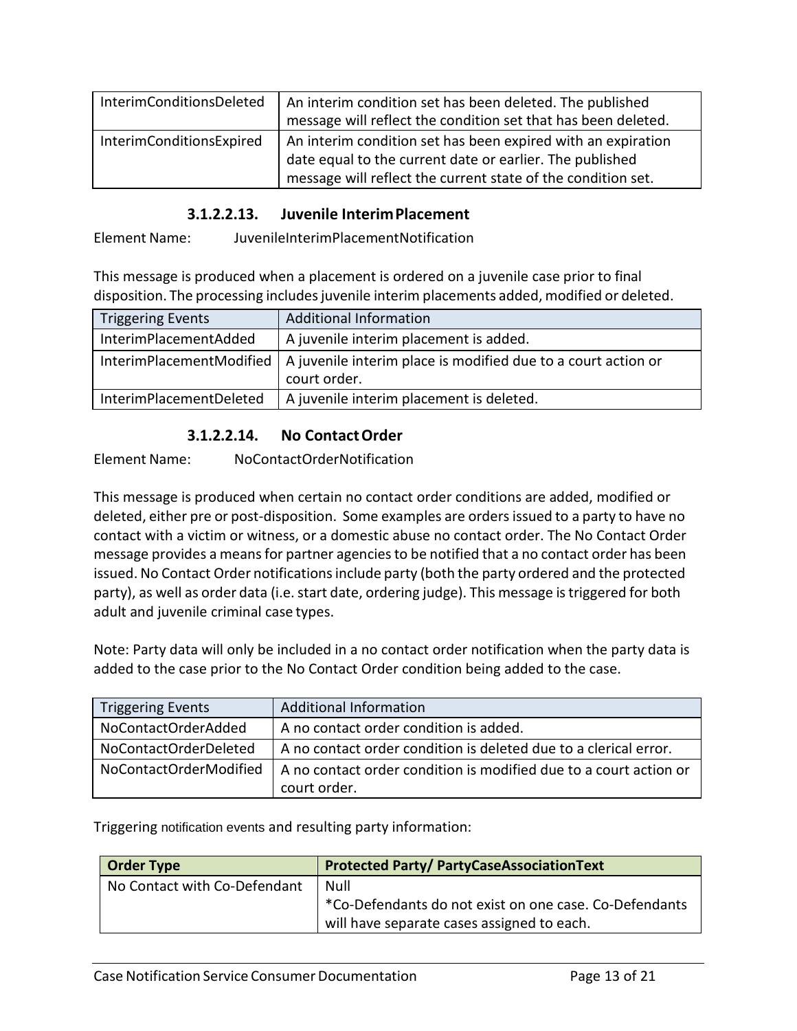| InterimConditionsDeleted | An interim condition set has been deleted. The published message will reflect the condition set that has been deleted. |
|---|---|
| InterimConditionsExpired | An interim condition set has been expired with an expiration date equal to the current date or earlier. The published message will reflect the current state of the condition set. |

#### 3.1.2.2.13. Juvenile Interim Placement

Element Name: JuvenileInterimPlacementNotification

This message is produced when a placement is ordered on a juvenile case prior to final disposition. The processing includes juvenile interim placements added, modified or deleted.

| Triggering Events | Additional Information |
|---|---|
| InterimPlacementAdded | A juvenile interim placement is added. |
| InterimPlacementModified | A juvenile interim place is modified due to a court action or court order. |
| InterimPlacementDeleted | A juvenile interim placement is deleted. |

#### 3.1.2.2.14. No Contact Order

Element Name: NoContactOrderNotification

This message is produced when certain no contact order conditions are added, modified or deleted, either pre or post-disposition. Some examples are orders issued to a party to have no contact with a victim or witness, or a domestic abuse no contact order. The No Contact Order message provides a means for partner agencies to be notified that a no contact order has been issued. No Contact Order notifications include party (both the party ordered and the protected party), as well as order data (i.e. start date, ordering judge). This message is triggered for both adult and juvenile criminal case types.

Note: Party data will only be included in a no contact order notification when the party data is added to the case prior to the No Contact Order condition being added to the case.

| Triggering Events | Additional Information |
|---|---|
| NoContactOrderAdded | A no contact order condition is added. |
| NoContactOrderDeleted | A no contact order condition is deleted due to a clerical error. |
| NoContactOrderModified | A no contact order condition is modified due to a court action or court order. |

Triggering notification events and resulting party information:

| **Order Type** | **Protected Party/ PartyCaseAssociationText** |
|---|---|
| No Contact with Co-Defendant | Null<br>*Co-Defendants do not exist on one case. Co-Defendants will have separate cases assigned to each. |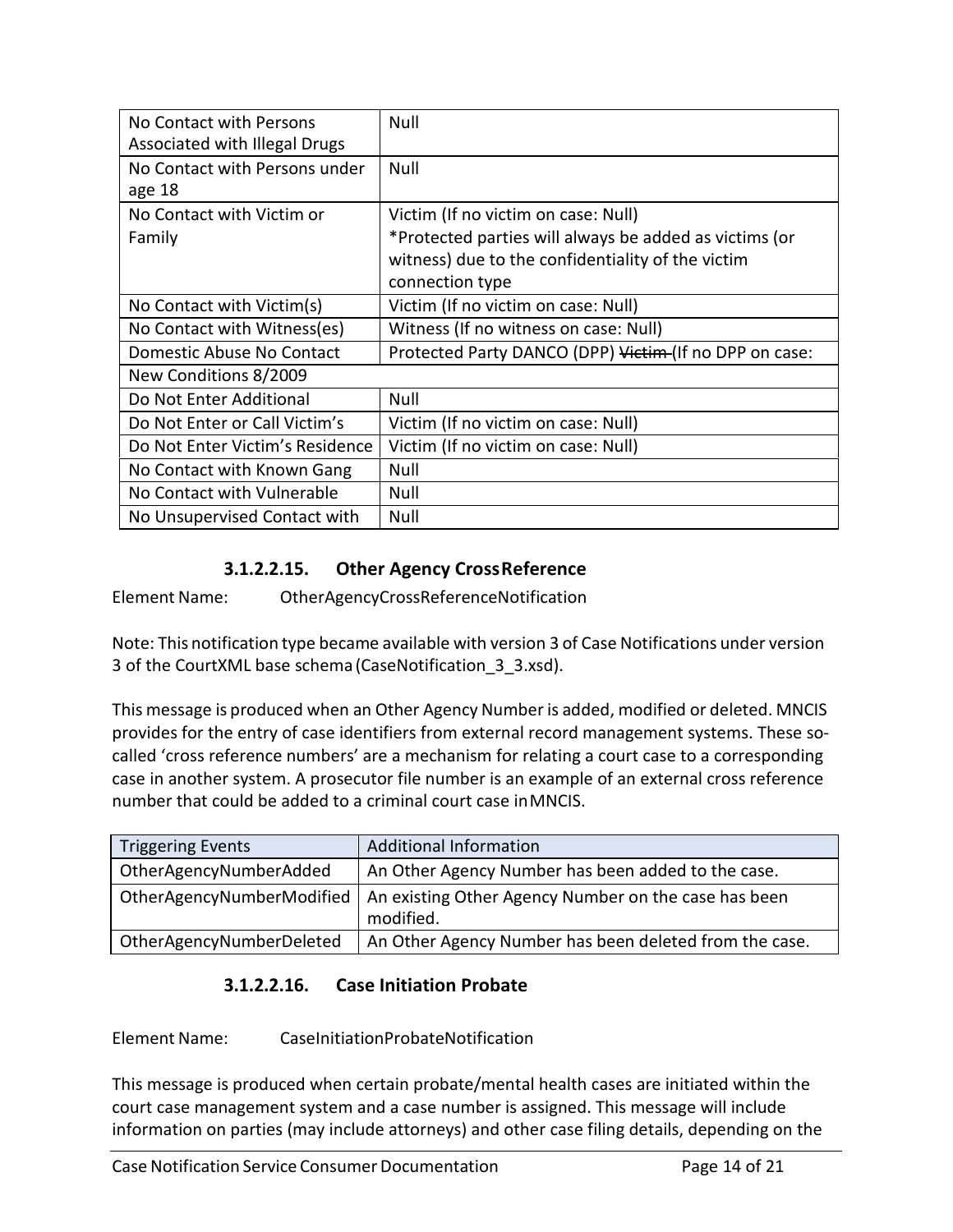| | |
|---|---|
| No Contact with Persons Associated with Illegal Drugs | Null |
| No Contact with Persons under age 18 | Null |
| No Contact with Victim or Family | Victim (If no victim on case: Null)<br>*Protected parties will always be added as victims (or witness) due to the confidentiality of the victim connection type |
| No Contact with Victim(s) | Victim (If no victim on case: Null) |
| No Contact with Witness(es) | Witness (If no witness on case: Null) |
| Domestic Abuse No Contact | Protected Party DANCO (DPP) ~~Victim~~ (If no DPP on case: |
| New Conditions 8/2009 | |
| Do Not Enter Additional | Null |
| Do Not Enter or Call Victim's | Victim (If no victim on case: Null) |
| Do Not Enter Victim's Residence | Victim (If no victim on case: Null) |
| No Contact with Known Gang | Null |
| No Contact with Vulnerable | Null |
| No Unsupervised Contact with | Null |

#### 3.1.2.2.15. Other Agency Cross Reference

Element Name: OtherAgencyCrossReferenceNotification

Note: This notification type became available with version 3 of Case Notifications under version 3 of the CourtXML base schema (CaseNotification_3_3.xsd).

This message is produced when an Other Agency Number is added, modified or deleted. MNCIS provides for the entry of case identifiers from external record management systems. These so-called 'cross reference numbers' are a mechanism for relating a court case to a corresponding case in another system. A prosecutor file number is an example of an external cross reference number that could be added to a criminal court case in MNCIS.

| Triggering Events | Additional Information |
|---|---|
| OtherAgencyNumberAdded | An Other Agency Number has been added to the case. |
| OtherAgencyNumberModified | An existing Other Agency Number on the case has been modified. |
| OtherAgencyNumberDeleted | An Other Agency Number has been deleted from the case. |

#### 3.1.2.2.16. Case Initiation Probate

Element Name: CaseInitiationProbateNotification

This message is produced when certain probate/mental health cases are initiated within the court case management system and a case number is assigned. This message will include information on parties (may include attorneys) and other case filing details, depending on the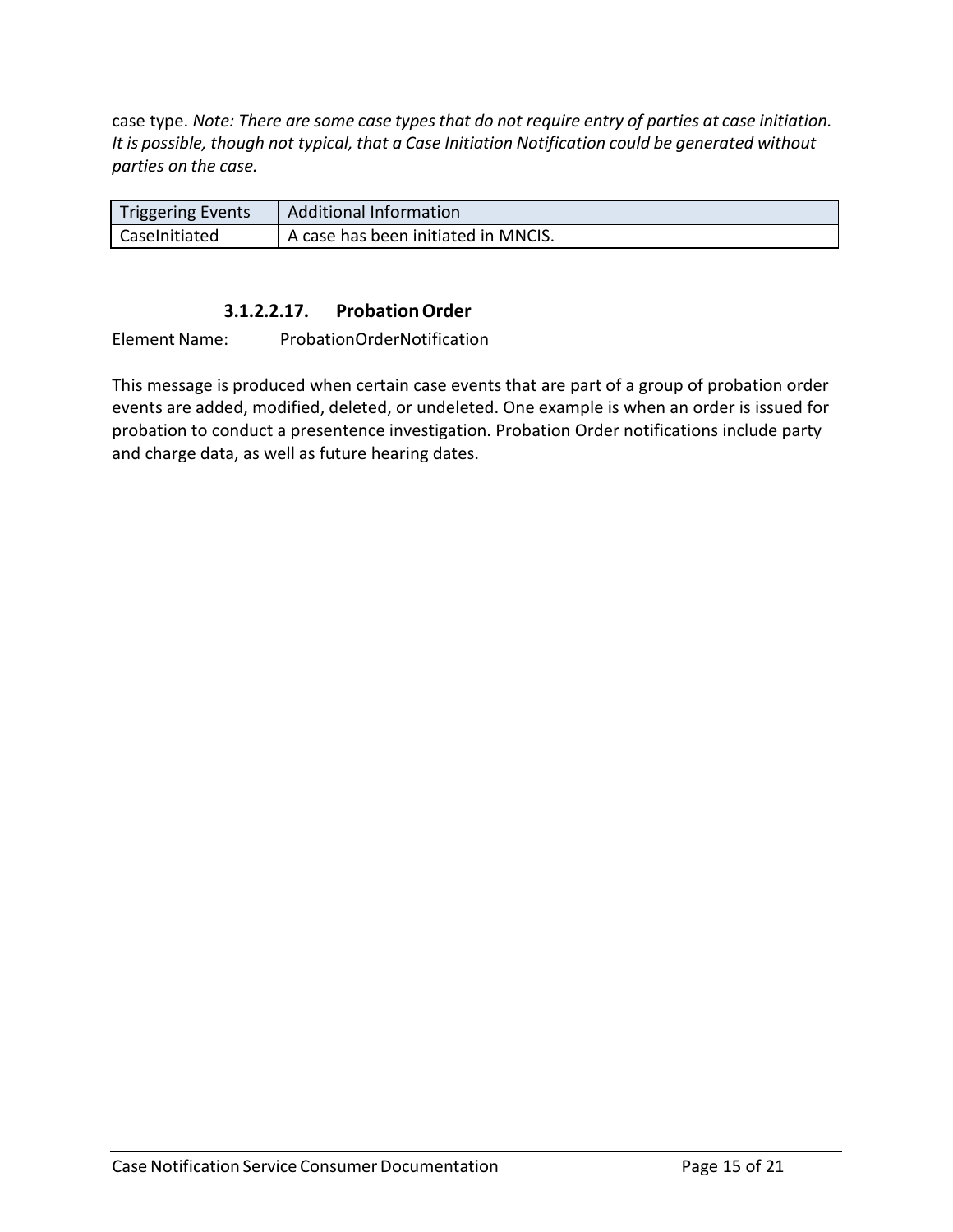case type. *Note: There are some case types that do not require entry of parties at case initiation. It is possible, though not typical, that a Case Initiation Notification could be generated without parties on the case.*

| Triggering Events | Additional Information |
| --- | --- |
| CaseInitiated | A case has been initiated in MNCIS. |

#### 3.1.2.2.17. Probation Order

Element Name: ProbationOrderNotification

This message is produced when certain case events that are part of a group of probation order events are added, modified, deleted, or undeleted. One example is when an order is issued for probation to conduct a presentence investigation. Probation Order notifications include party and charge data, as well as future hearing dates.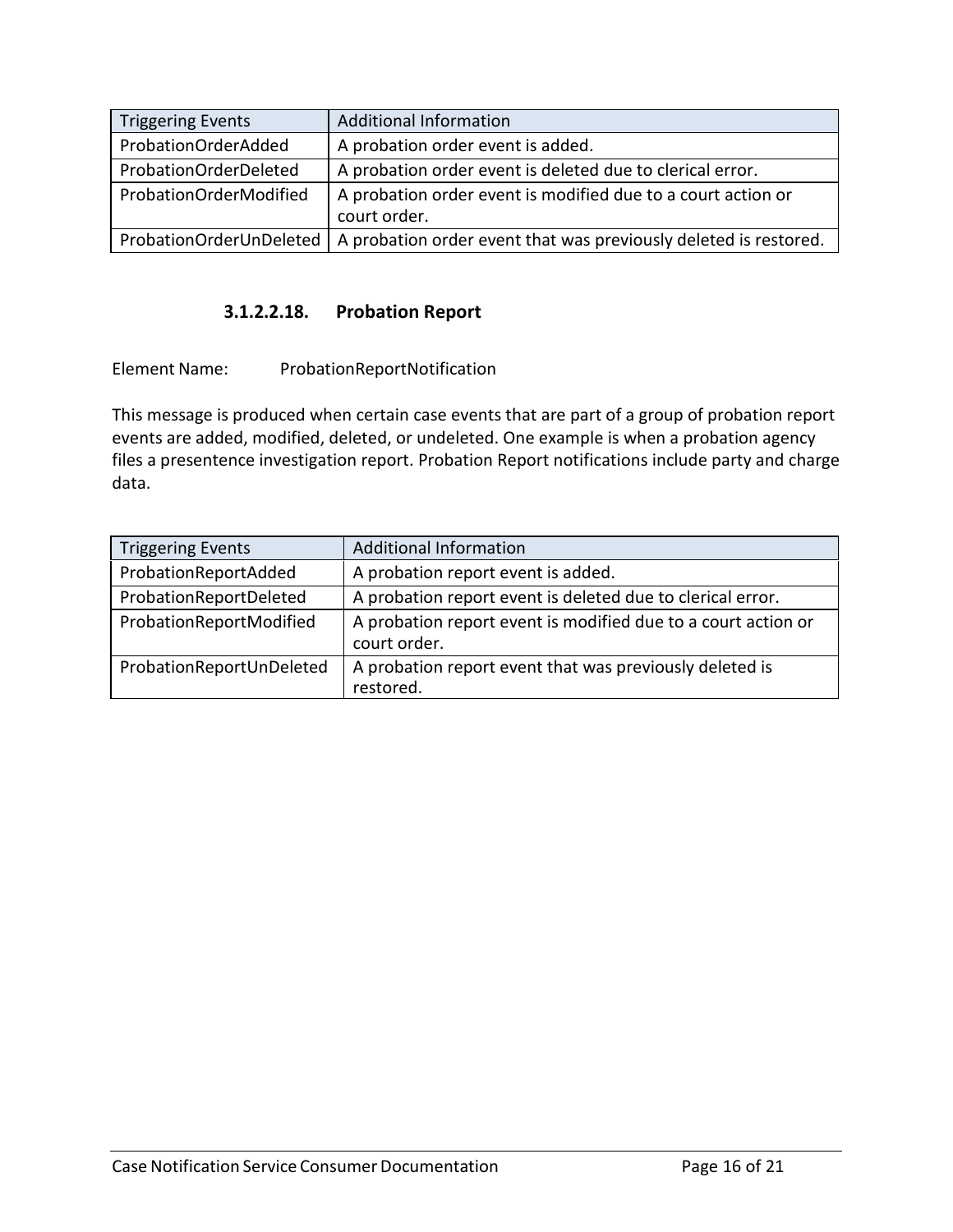| Triggering Events | Additional Information |
| --- | --- |
| ProbationOrderAdded | A probation order event is added. |
| ProbationOrderDeleted | A probation order event is deleted due to clerical error. |
| ProbationOrderModified | A probation order event is modified due to a court action or court order. |
| ProbationOrderUnDeleted | A probation order event that was previously deleted is restored. |

##### 3.1.2.2.18. Probation Report

Element Name: ProbationReportNotification

This message is produced when certain case events that are part of a group of probation report events are added, modified, deleted, or undeleted. One example is when a probation agency files a presentence investigation report. Probation Report notifications include party and charge data.

| Triggering Events | Additional Information |
| --- | --- |
| ProbationReportAdded | A probation report event is added. |
| ProbationReportDeleted | A probation report event is deleted due to clerical error. |
| ProbationReportModified | A probation report event is modified due to a court action or court order. |
| ProbationReportUnDeleted | A probation report event that was previously deleted is restored. |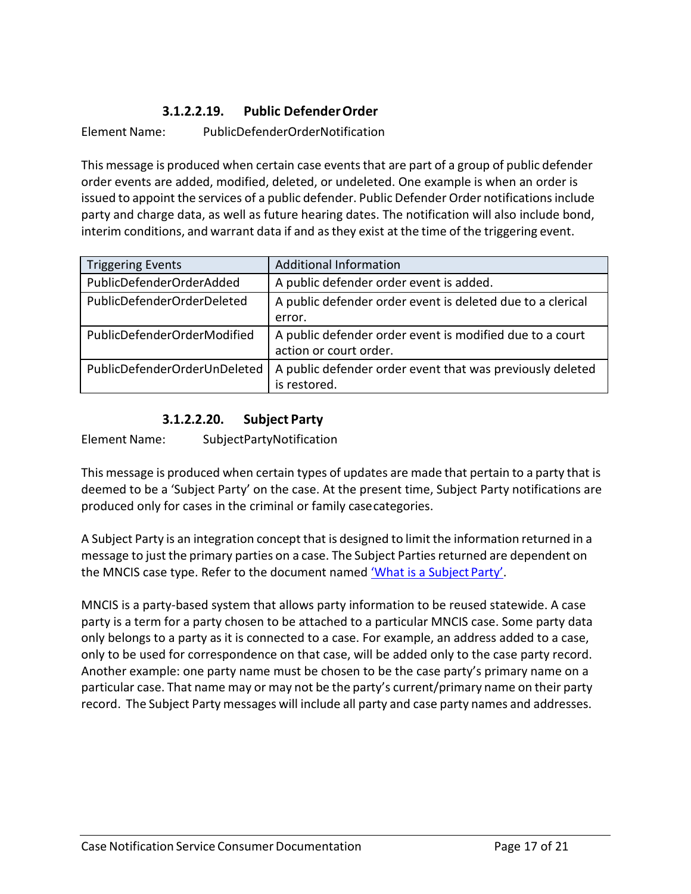#### 3.1.2.2.19. Public Defender Order

Element Name: PublicDefenderOrderNotification

This message is produced when certain case events that are part of a group of public defender order events are added, modified, deleted, or undeleted. One example is when an order is issued to appoint the services of a public defender. Public Defender Order notifications include party and charge data, as well as future hearing dates. The notification will also include bond, interim conditions, and warrant data if and as they exist at the time of the triggering event.

| Triggering Events | Additional Information |
| --- | --- |
| PublicDefenderOrderAdded | A public defender order event is added. |
| PublicDefenderOrderDeleted | A public defender order event is deleted due to a clerical error. |
| PublicDefenderOrderModified | A public defender order event is modified due to a court action or court order. |
| PublicDefenderOrderUnDeleted | A public defender order event that was previously deleted is restored. |

#### 3.1.2.2.20. Subject Party

Element Name: SubjectPartyNotification

This message is produced when certain types of updates are made that pertain to a party that is deemed to be a 'Subject Party' on the case. At the present time, Subject Party notifications are produced only for cases in the criminal or family case categories.

A Subject Party is an integration concept that is designed to limit the information returned in a message to just the primary parties on a case. The Subject Parties returned are dependent on the MNCIS case type. Refer to the document named 'What is a Subject Party'.

MNCIS is a party-based system that allows party information to be reused statewide. A case party is a term for a party chosen to be attached to a particular MNCIS case. Some party data only belongs to a party as it is connected to a case. For example, an address added to a case, only to be used for correspondence on that case, will be added only to the case party record. Another example: one party name must be chosen to be the case party's primary name on a particular case. That name may or may not be the party's current/primary name on their party record. The Subject Party messages will include all party and case party names and addresses.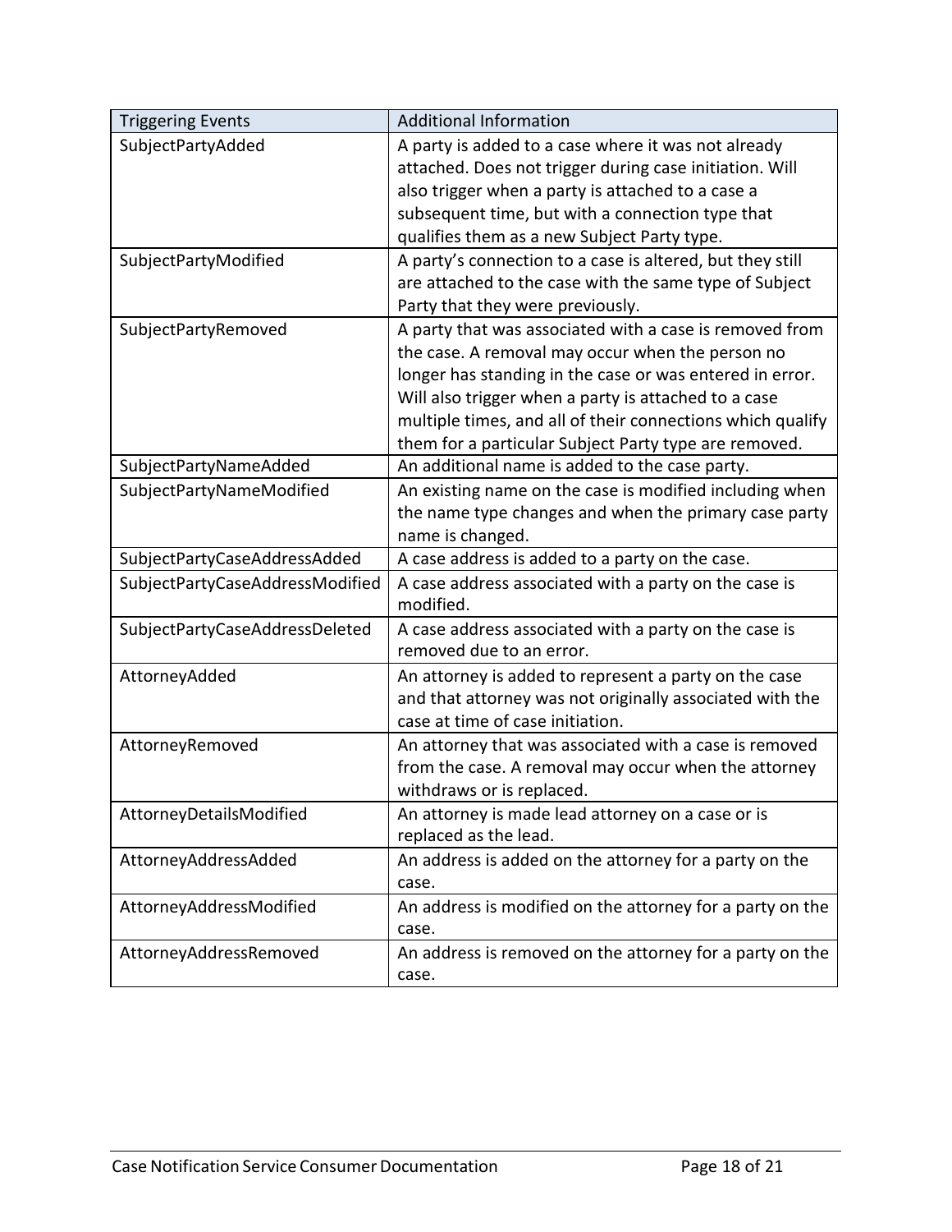| Triggering Events | Additional Information |
| --- | --- |
| SubjectPartyAdded | A party is added to a case where it was not already attached. Does not trigger during case initiation. Will also trigger when a party is attached to a case a subsequent time, but with a connection type that qualifies them as a new Subject Party type. |
| SubjectPartyModified | A party's connection to a case is altered, but they still are attached to the case with the same type of Subject Party that they were previously. |
| SubjectPartyRemoved | A party that was associated with a case is removed from the case. A removal may occur when the person no longer has standing in the case or was entered in error. Will also trigger when a party is attached to a case multiple times, and all of their connections which qualify them for a particular Subject Party type are removed. |
| SubjectPartyNameAdded | An additional name is added to the case party. |
| SubjectPartyNameModified | An existing name on the case is modified including when the name type changes and when the primary case party name is changed. |
| SubjectPartyCaseAddressAdded | A case address is added to a party on the case. |
| SubjectPartyCaseAddressModified | A case address associated with a party on the case is modified. |
| SubjectPartyCaseAddressDeleted | A case address associated with a party on the case is removed due to an error. |
| AttorneyAdded | An attorney is added to represent a party on the case and that attorney was not originally associated with the case at time of case initiation. |
| AttorneyRemoved | An attorney that was associated with a case is removed from the case. A removal may occur when the attorney withdraws or is replaced. |
| AttorneyDetailsModified | An attorney is made lead attorney on a case or is replaced as the lead. |
| AttorneyAddressAdded | An address is added on the attorney for a party on the case. |
| AttorneyAddressModified | An address is modified on the attorney for a party on the case. |
| AttorneyAddressRemoved | An address is removed on the attorney for a party on the case. |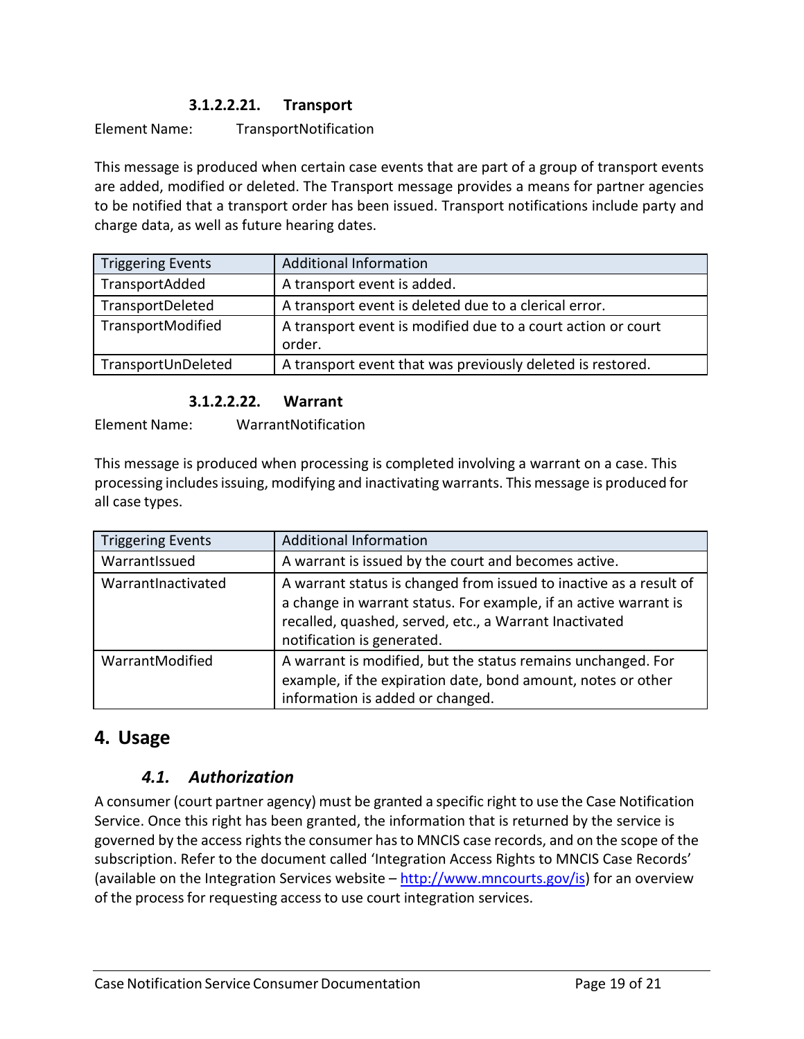#### 3.1.2.2.21. Transport

Element Name: TransportNotification

This message is produced when certain case events that are part of a group of transport events are added, modified or deleted. The Transport message provides a means for partner agencies to be notified that a transport order has been issued. Transport notifications include party and charge data, as well as future hearing dates.

| Triggering Events | Additional Information |
| --- | --- |
| TransportAdded | A transport event is added. |
| TransportDeleted | A transport event is deleted due to a clerical error. |
| TransportModified | A transport event is modified due to a court action or court order. |
| TransportUnDeleted | A transport event that was previously deleted is restored. |

#### 3.1.2.2.22. Warrant

Element Name: WarrantNotification

This message is produced when processing is completed involving a warrant on a case. This processing includes issuing, modifying and inactivating warrants. This message is produced for all case types.

| Triggering Events | Additional Information |
| --- | --- |
| WarrantIssued | A warrant is issued by the court and becomes active. |
| WarrantInactivated | A warrant status is changed from issued to inactive as a result of a change in warrant status. For example, if an active warrant is recalled, quashed, served, etc., a Warrant Inactivated notification is generated. |
| WarrantModified | A warrant is modified, but the status remains unchanged. For example, if the expiration date, bond amount, notes or other information is added or changed. |

# 4. Usage

## *4.1. Authorization*

A consumer (court partner agency) must be granted a specific right to use the Case Notification Service. Once this right has been granted, the information that is returned by the service is governed by the access rights the consumer has to MNCIS case records, and on the scope of the subscription. Refer to the document called 'Integration Access Rights to MNCIS Case Records' (available on the Integration Services website – [http://www.mncourts.gov/is](http://www.mncourts.gov/is)) for an overview of the process for requesting access to use court integration services.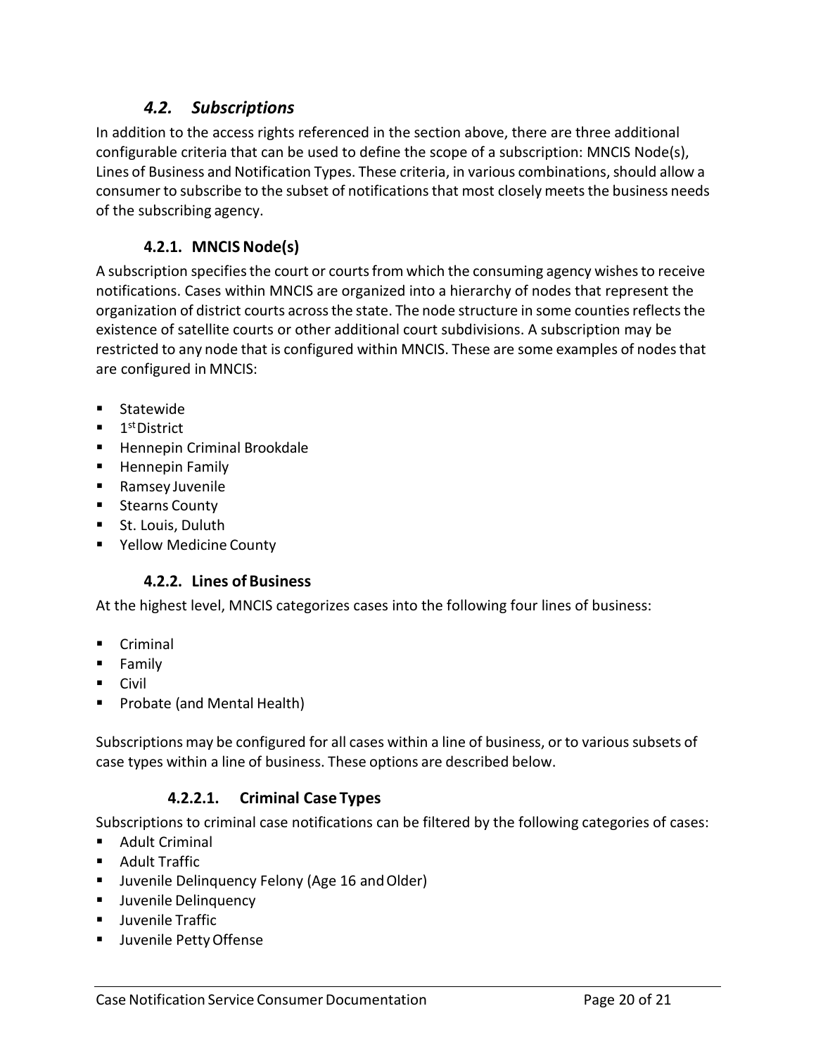## *4.2. Subscriptions*

In addition to the access rights referenced in the section above, there are three additional configurable criteria that can be used to define the scope of a subscription: MNCIS Node(s), Lines of Business and Notification Types. These criteria, in various combinations, should allow a consumer to subscribe to the subset of notifications that most closely meets the business needs of the subscribing agency.

### 4.2.1. MNCIS Node(s)

A subscription specifies the court or courts from which the consuming agency wishes to receive notifications. Cases within MNCIS are organized into a hierarchy of nodes that represent the organization of district courts across the state. The node structure in some counties reflects the existence of satellite courts or other additional court subdivisions. A subscription may be restricted to any node that is configured within MNCIS. These are some examples of nodes that are configured in MNCIS:

- Statewide
- 1st District
- Hennepin Criminal Brookdale
- Hennepin Family
- Ramsey Juvenile
- Stearns County
- St. Louis, Duluth
- Yellow Medicine County

### 4.2.2. Lines of Business

At the highest level, MNCIS categorizes cases into the following four lines of business:

- Criminal
- Family
- Civil
- Probate (and Mental Health)

Subscriptions may be configured for all cases within a line of business, or to various subsets of case types within a line of business. These options are described below.

#### 4.2.2.1. Criminal Case Types

Subscriptions to criminal case notifications can be filtered by the following categories of cases:

- Adult Criminal
- Adult Traffic
- Juvenile Delinquency Felony (Age 16 and Older)
- Juvenile Delinquency
- Juvenile Traffic
- Juvenile Petty Offense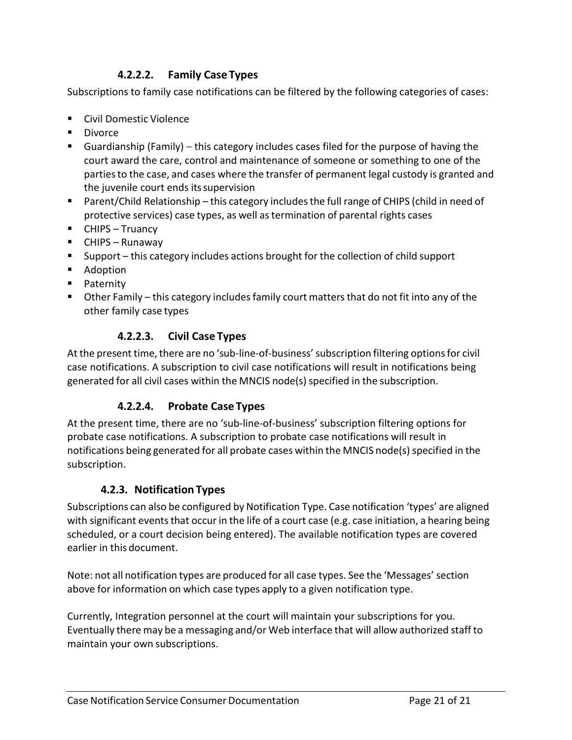#### 4.2.2.2. Family Case Types

Subscriptions to family case notifications can be filtered by the following categories of cases:

- Civil Domestic Violence
- Divorce
- Guardianship (Family) – this category includes cases filed for the purpose of having the court award the care, control and maintenance of someone or something to one of the parties to the case, and cases where the transfer of permanent legal custody is granted and the juvenile court ends its supervision
- Parent/Child Relationship – this category includes the full range of CHIPS (child in need of protective services) case types, as well as termination of parental rights cases
- CHIPS – Truancy
- CHIPS – Runaway
- Support – this category includes actions brought for the collection of child support
- Adoption
- Paternity
- Other Family – this category includes family court matters that do not fit into any of the other family case types

#### 4.2.2.3. Civil Case Types

At the present time, there are no 'sub-line-of-business' subscription filtering options for civil case notifications. A subscription to civil case notifications will result in notifications being generated for all civil cases within the MNCIS node(s) specified in the subscription.

#### 4.2.2.4. Probate Case Types

At the present time, there are no 'sub-line-of-business' subscription filtering options for probate case notifications. A subscription to probate case notifications will result in notifications being generated for all probate cases within the MNCIS node(s) specified in the subscription.

### 4.2.3. Notification Types

Subscriptions can also be configured by Notification Type. Case notification 'types' are aligned with significant events that occur in the life of a court case (e.g. case initiation, a hearing being scheduled, or a court decision being entered). The available notification types are covered earlier in this document.

Note: not all notification types are produced for all case types. See the 'Messages' section above for information on which case types apply to a given notification type.

Currently, Integration personnel at the court will maintain your subscriptions for you. Eventually there may be a messaging and/or Web interface that will allow authorized staff to maintain your own subscriptions.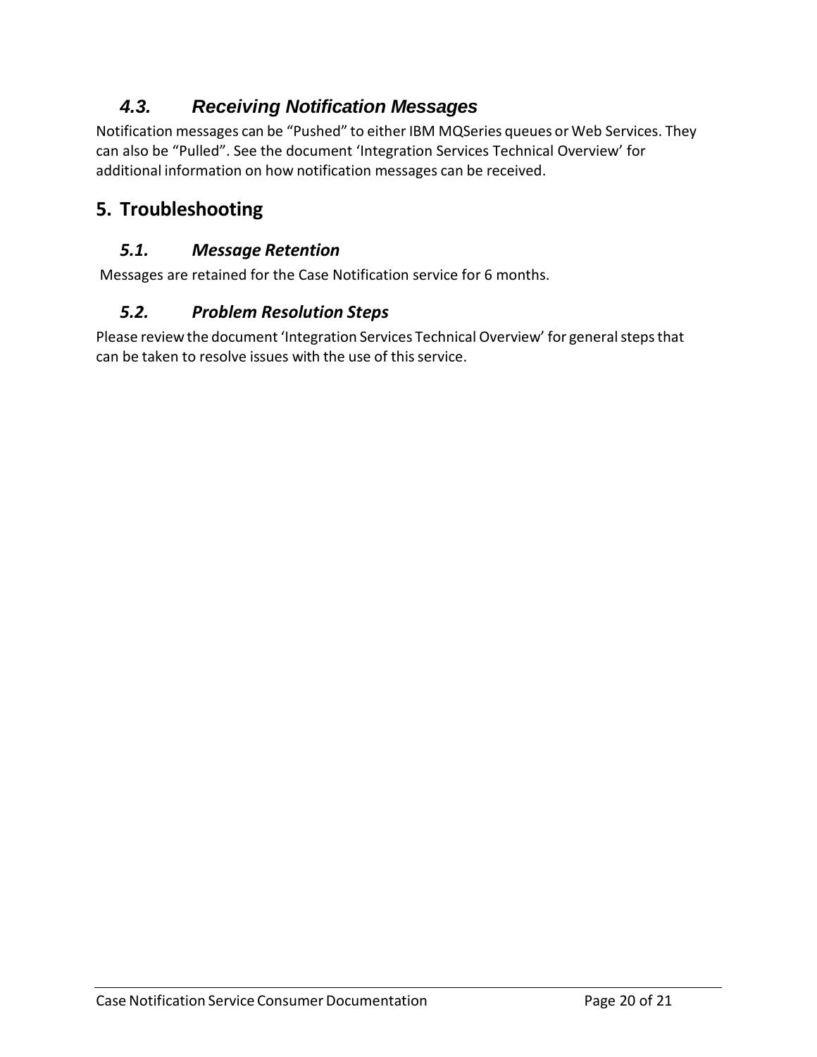### 4.3. *Receiving Notification Messages*

Notification messages can be "Pushed" to either IBM MQSeries queues or Web Services. They can also be "Pulled". See the document 'Integration Services Technical Overview' for additional information on how notification messages can be received.

## 5. Troubleshooting

### 5.1. *Message Retention*

Messages are retained for the Case Notification service for 6 months.

### 5.2. *Problem Resolution Steps*

Please review the document 'Integration Services Technical Overview' for general steps that can be taken to resolve issues with the use of this service.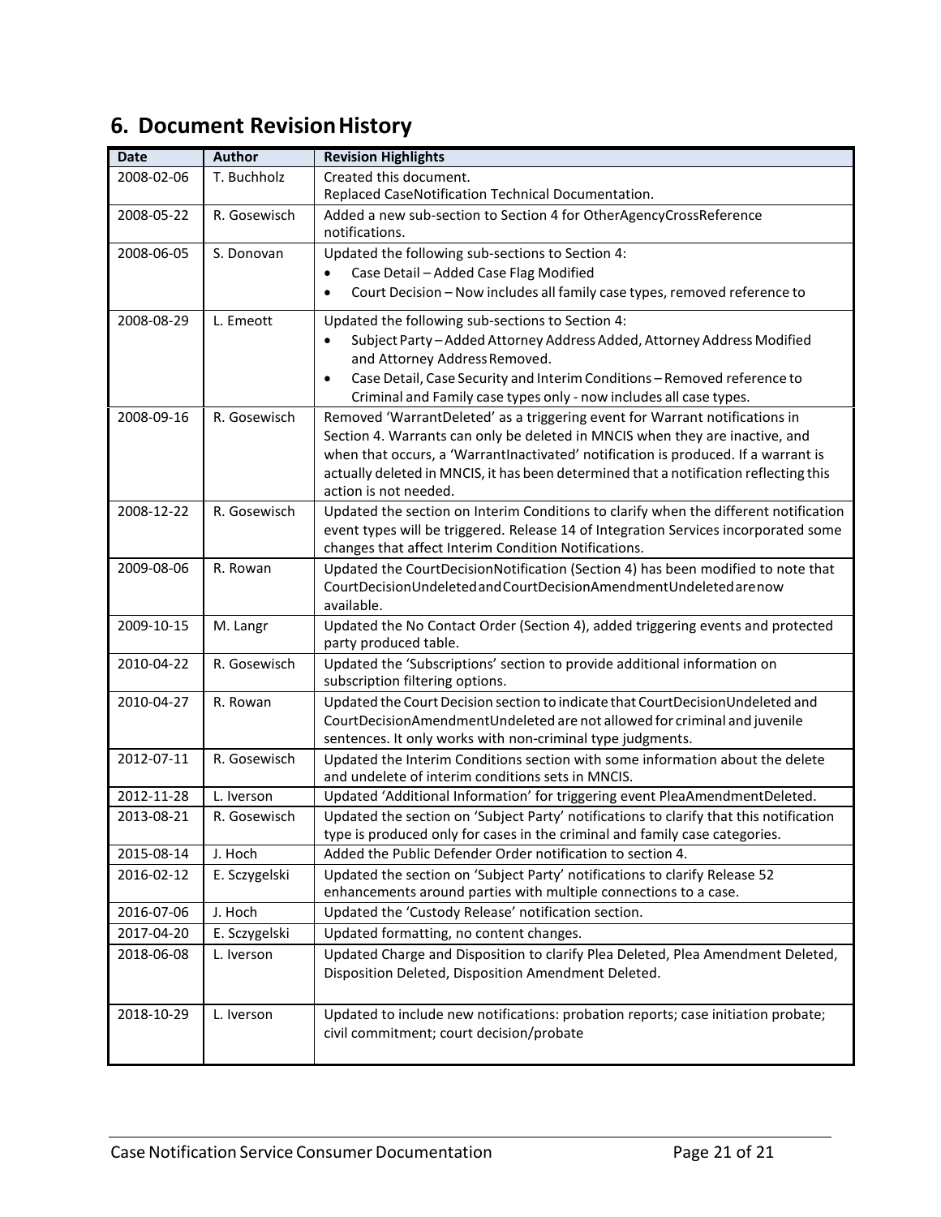# 6. Document Revision History

| Date | Author | Revision Highlights |
|---|---|---|
| 2008-02-06 | T. Buchholz | Created this document.<br>Replaced CaseNotification Technical Documentation. |
| 2008-05-22 | R. Gosewisch | Added a new sub-section to Section 4 for OtherAgencyCrossReference notifications. |
| 2008-06-05 | S. Donovan | Updated the following sub-sections to Section 4:<br>• Case Detail – Added Case Flag Modified<br>• Court Decision – Now includes all family case types, removed reference to |
| 2008-08-29 | L. Emeott | Updated the following sub-sections to Section 4:<br>• Subject Party – Added Attorney Address Added, Attorney Address Modified and Attorney Address Removed.<br>• Case Detail, Case Security and Interim Conditions – Removed reference to Criminal and Family case types only - now includes all case types. |
| 2008-09-16 | R. Gosewisch | Removed 'WarrantDeleted' as a triggering event for Warrant notifications in Section 4. Warrants can only be deleted in MNCIS when they are inactive, and when that occurs, a 'WarrantInactivated' notification is produced. If a warrant is actually deleted in MNCIS, it has been determined that a notification reflecting this action is not needed. |
| 2008-12-22 | R. Gosewisch | Updated the section on Interim Conditions to clarify when the different notification event types will be triggered. Release 14 of Integration Services incorporated some changes that affect Interim Condition Notifications. |
| 2009-08-06 | R. Rowan | Updated the CourtDecisionNotification (Section 4) has been modified to note that CourtDecisionUndeleted and CourtDecisionAmendmentUndeleted are now available. |
| 2009-10-15 | M. Langr | Updated the No Contact Order (Section 4), added triggering events and protected party produced table. |
| 2010-04-22 | R. Gosewisch | Updated the 'Subscriptions' section to provide additional information on subscription filtering options. |
| 2010-04-27 | R. Rowan | Updated the Court Decision section to indicate that CourtDecisionUndeleted and CourtDecisionAmendmentUndeleted are not allowed for criminal and juvenile sentences. It only works with non-criminal type judgments. |
| 2012-07-11 | R. Gosewisch | Updated the Interim Conditions section with some information about the delete and undelete of interim conditions sets in MNCIS. |
| 2012-11-28 | L. Iverson | Updated 'Additional Information' for triggering event PleaAmendmentDeleted. |
| 2013-08-21 | R. Gosewisch | Updated the section on 'Subject Party' notifications to clarify that this notification type is produced only for cases in the criminal and family case categories. |
| 2015-08-14 | J. Hoch | Added the Public Defender Order notification to section 4. |
| 2016-02-12 | E. Sczygelski | Updated the section on 'Subject Party' notifications to clarify Release 52 enhancements around parties with multiple connections to a case. |
| 2016-07-06 | J. Hoch | Updated the 'Custody Release' notification section. |
| 2017-04-20 | E. Sczygelski | Updated formatting, no content changes. |
| 2018-06-08 | L. Iverson | Updated Charge and Disposition to clarify Plea Deleted, Plea Amendment Deleted, Disposition Deleted, Disposition Amendment Deleted. |
| 2018-10-29 | L. Iverson | Updated to include new notifications: probation reports; case initiation probate; civil commitment; court decision/probate |